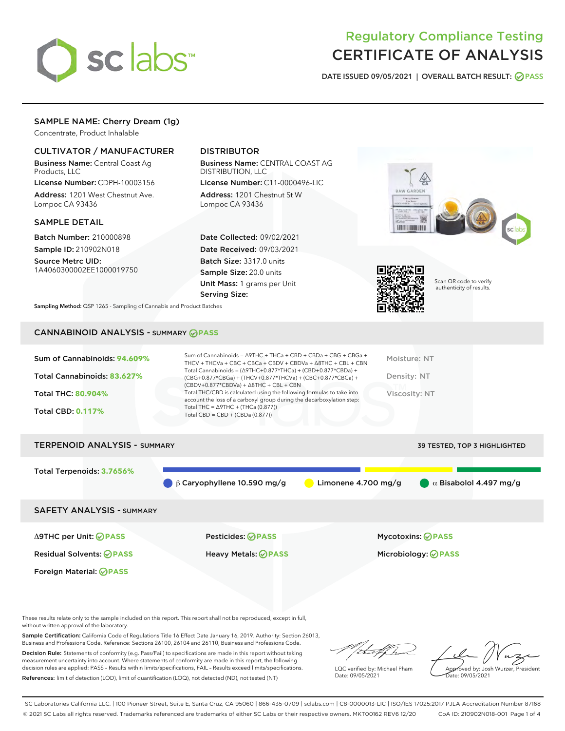# Regulatory Compliance Testing
# CERTIFICATE OF ANALYSIS

DATE ISSUED 09/05/2021 | OVERALL BATCH RESULT: PASS

## SAMPLE NAME: Cherry Dream (1g)

Concentrate, Product Inhalable

### CULTIVATOR / MANUFACTURER

**Business Name:** Central Coast Ag Products, LLC

**License Number:** CDPH-10003156

**Address:** 1201 West Chestnut Ave. Lompoc CA 93436

### DISTRIBUTOR

**Business Name:** CENTRAL COAST AG DISTRIBUTION, LLC

**License Number:** C11-0000496-LIC

**Address:** 1201 Chestnut St W Lompoc CA 93436

### SAMPLE DETAIL

**Batch Number:** 210000898

**Sample ID:** 210902N018

**Source Metrc UID:** 1A4060300002EE1000019750

**Date Collected:** 09/02/2021

**Date Received:** 09/03/2021

**Batch Size:** 3317.0 units

**Sample Size:** 20.0 units

**Unit Mass:** 1 grams per Unit

**Serving Size:**

Scan QR code to verify authenticity of results.

**Sampling Method:** QSP 1265 - Sampling of Cannabis and Product Batches

## CANNABINOID ANALYSIS - SUMMARY PASS

**Sum of Cannabinoids:** 94.609%

**Total Cannabinoids:** 83.627%

**Total THC:** 80.904%

**Total CBD:** 0.117%

Sum of Cannabinoids = Δ9THC + THCa + CBD + CBDa + CBG + CBGa + THCV + THCVa + CBC + CBCa + CBDV + CBDVa + Δ8THC + CBL + CBN
Total Cannabinoids = (Δ9THC+0.877*THCa) + (CBD+0.877*CBDa) + (CBG+0.877*CBGa) + (THCV+0.877*THCVa) + (CBC+0.877*CBCa) + (CBDV+0.877*CBDVa) + Δ8THC + CBL + CBN
Total THC/CBD is calculated using the following formulas to take into account the loss of a carboxyl group during the decarboxylation step:
Total THC = Δ9THC + (THCa (0.877))
Total CBD = CBD + (CBDa (0.877))

Moisture: NT

Density: NT

Viscosity: NT

## TERPENOID ANALYSIS - SUMMARY

39 TESTED, TOP 3 HIGHLIGHTED

**Total Terpenoids:** 3.7656%

β Caryophyllene 10.590 mg/g | Limonene 4.700 mg/g | α Bisabolol 4.497 mg/g

## SAFETY ANALYSIS - SUMMARY

Δ9THC per Unit: PASS

Pesticides: PASS

Mycotoxins: PASS

Residual Solvents: PASS

Heavy Metals: PASS

Microbiology: PASS

Foreign Material: PASS

These results relate only to the sample included on this report. This report shall not be reproduced, except in full, without written approval of the laboratory.

**Sample Certification:** California Code of Regulations Title 16 Effect Date January 16, 2019. Authority: Section 26013, Business and Professions Code. Reference: Sections 26100, 26104 and 26110, Business and Professions Code.

**Decision Rule:** Statements of conformity (e.g. Pass/Fail) to specifications are made in this report without taking measurement uncertainty into account. Where statements of conformity are made in this report, the following decision rules are applied: PASS – Results within limits/specifications, FAIL – Results exceed limits/specifications.

**References:** limit of detection (LOD), limit of quantification (LOQ), not detected (ND), not tested (NT)

LQC verified by: Michael Pham
Date: 09/05/2021

Approved by: Josh Wurzer, President
Date: 09/05/2021

SC Laboratories California LLC. | 100 Pioneer Street, Suite E, Santa Cruz, CA 95060 | 866-435-0709 | sclabs.com | C8-0000013-LIC | ISO/IES 17025:2017 PJLA Accreditation Number 87168
© 2021 SC Labs all rights reserved. Trademarks referenced are trademarks of either SC Labs or their respective owners. MKT00162 REV6 12/20 CoA ID: 210902N018-001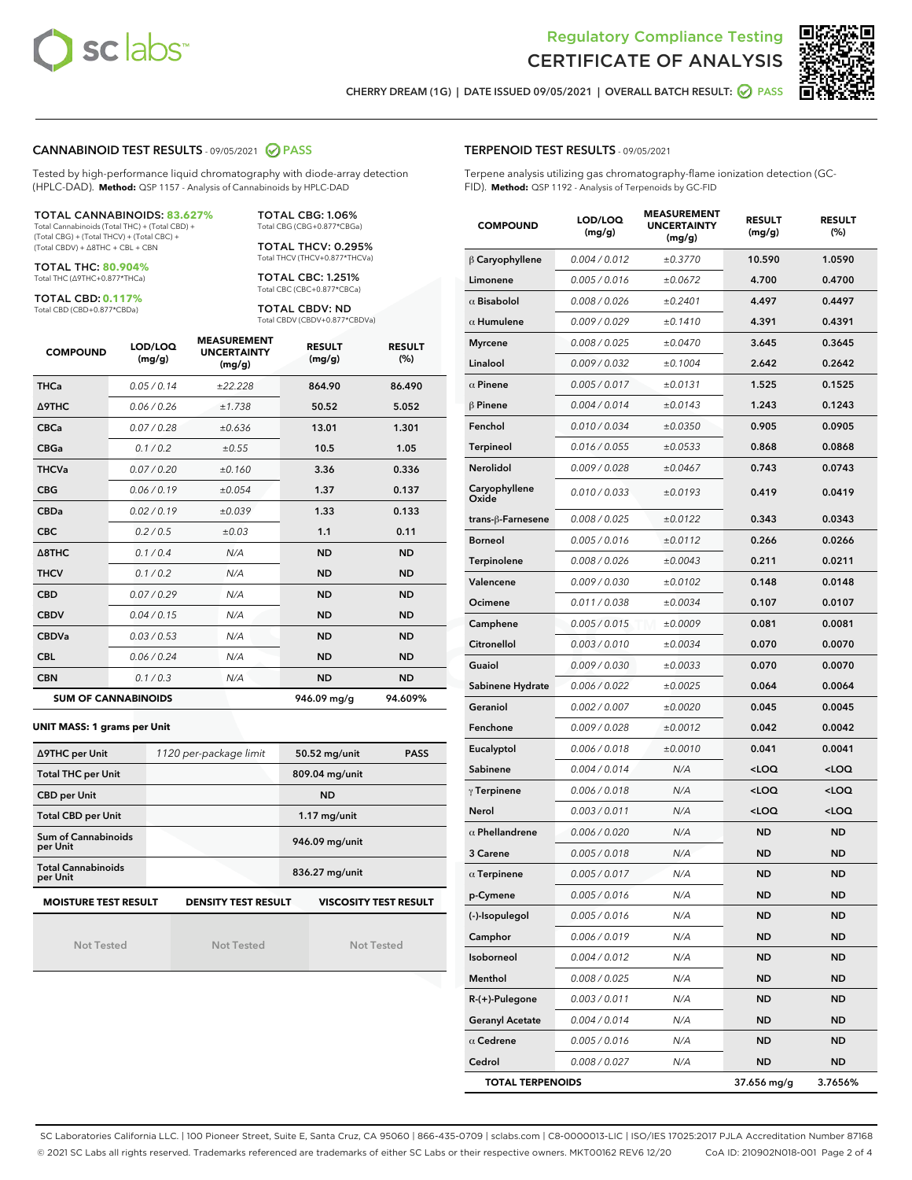# Regulatory Compliance Testing
# CERTIFICATE OF ANALYSIS

CHERRY DREAM (1G) | DATE ISSUED 09/05/2021 | OVERALL BATCH RESULT: PASS

## CANNABINOID TEST RESULTS - 09/05/2021 PASS

Tested by high-performance liquid chromatography with diode-array detection (HPLC-DAD). **Method:** QSP 1157 - Analysis of Cannabinoids by HPLC-DAD

**TOTAL CANNABINOIDS: 83.627%**
Total Cannabinoids (Total THC) + (Total CBD) + (Total CBG) + (Total THCV) + (Total CBC) + (Total CBDV) + Δ8THC + CBL + CBN

**TOTAL THC: 80.904%**
Total THC (Δ9THC+0.877*THCa)

**TOTAL CBD: 0.117%**
Total CBD (CBD+0.877*CBDa)

**TOTAL CBG: 1.06%**
Total CBG (CBG+0.877*CBGa)

**TOTAL THCV: 0.295%**
Total THCV (THCV+0.877*THCVa)

**TOTAL CBC: 1.251%**
Total CBC (CBC+0.877*CBCa)

**TOTAL CBDV: ND**
Total CBDV (CBDV+0.877*CBDVa)

| COMPOUND | LOD/LOQ (mg/g) | MEASUREMENT UNCERTAINTY (mg/g) | RESULT (mg/g) | RESULT (%) |
|---|---|---|---|---|
| THCa | 0.05 / 0.14 | ±22.228 | 864.90 | 86.490 |
| Δ9THC | 0.06 / 0.26 | ±1.738 | 50.52 | 5.052 |
| CBCa | 0.07 / 0.28 | ±0.636 | 13.01 | 1.301 |
| CBGa | 0.1 / 0.2 | ±0.55 | 10.5 | 1.05 |
| THCVa | 0.07 / 0.20 | ±0.160 | 3.36 | 0.336 |
| CBG | 0.06 / 0.19 | ±0.054 | 1.37 | 0.137 |
| CBDa | 0.02 / 0.19 | ±0.039 | 1.33 | 0.133 |
| CBC | 0.2 / 0.5 | ±0.03 | 1.1 | 0.11 |
| Δ8THC | 0.1 / 0.4 | N/A | ND | ND |
| THCV | 0.1 / 0.2 | N/A | ND | ND |
| CBD | 0.07 / 0.29 | N/A | ND | ND |
| CBDV | 0.04 / 0.15 | N/A | ND | ND |
| CBDVa | 0.03 / 0.53 | N/A | ND | ND |
| CBL | 0.06 / 0.24 | N/A | ND | ND |
| CBN | 0.1 / 0.3 | N/A | ND | ND |
| **SUM OF CANNABINOIDS** | | | 946.09 mg/g | 94.609% |

**UNIT MASS: 1 grams per Unit**

| Δ9THC per Unit | 1120 per-package limit | 50.52 mg/unit | PASS |
|---|---|---|---|
| Total THC per Unit | | 809.04 mg/unit | |
| CBD per Unit | | ND | |
| Total CBD per Unit | | 1.17 mg/unit | |
| Sum of Cannabinoids per Unit | | 946.09 mg/unit | |
| Total Cannabinoids per Unit | | 836.27 mg/unit | |

| MOISTURE TEST RESULT | DENSITY TEST RESULT | VISCOSITY TEST RESULT |
|---|---|---|
| Not Tested | Not Tested | Not Tested |

## TERPENOID TEST RESULTS - 09/05/2021

Terpene analysis utilizing gas chromatography-flame ionization detection (GC-FID). **Method:** QSP 1192 - Analysis of Terpenoids by GC-FID

| COMPOUND | LOD/LOQ (mg/g) | MEASUREMENT UNCERTAINTY (mg/g) | RESULT (mg/g) | RESULT (%) |
|---|---|---|---|---|
| β Caryophyllene | 0.004 / 0.012 | ±0.3770 | 10.590 | 1.0590 |
| Limonene | 0.005 / 0.016 | ±0.0672 | 4.700 | 0.4700 |
| α Bisabolol | 0.008 / 0.026 | ±0.2401 | 4.497 | 0.4497 |
| α Humulene | 0.009 / 0.029 | ±0.1410 | 4.391 | 0.4391 |
| Myrcene | 0.008 / 0.025 | ±0.0470 | 3.645 | 0.3645 |
| Linalool | 0.009 / 0.032 | ±0.1004 | 2.642 | 0.2642 |
| α Pinene | 0.005 / 0.017 | ±0.0131 | 1.525 | 0.1525 |
| β Pinene | 0.004 / 0.014 | ±0.0143 | 1.243 | 0.1243 |
| Fenchol | 0.010 / 0.034 | ±0.0350 | 0.905 | 0.0905 |
| Terpineol | 0.016 / 0.055 | ±0.0533 | 0.868 | 0.0868 |
| Nerolidol | 0.009 / 0.028 | ±0.0467 | 0.743 | 0.0743 |
| Caryophyllene Oxide | 0.010 / 0.033 | ±0.0193 | 0.419 | 0.0419 |
| trans-β-Farnesene | 0.008 / 0.025 | ±0.0122 | 0.343 | 0.0343 |
| Borneol | 0.005 / 0.016 | ±0.0112 | 0.266 | 0.0266 |
| Terpinolene | 0.008 / 0.026 | ±0.0043 | 0.211 | 0.0211 |
| Valencene | 0.009 / 0.030 | ±0.0102 | 0.148 | 0.0148 |
| Ocimene | 0.011 / 0.038 | ±0.0034 | 0.107 | 0.0107 |
| Camphene | 0.005 / 0.015 | ±0.0009 | 0.081 | 0.0081 |
| Citronellol | 0.003 / 0.010 | ±0.0034 | 0.070 | 0.0070 |
| Guaiol | 0.009 / 0.030 | ±0.0033 | 0.070 | 0.0070 |
| Sabinene Hydrate | 0.006 / 0.022 | ±0.0025 | 0.064 | 0.0064 |
| Geraniol | 0.002 / 0.007 | ±0.0020 | 0.045 | 0.0045 |
| Fenchone | 0.009 / 0.028 | ±0.0012 | 0.042 | 0.0042 |
| Eucalyptol | 0.006 / 0.018 | ±0.0010 | 0.041 | 0.0041 |
| Sabinene | 0.004 / 0.014 | N/A | <LOQ | <LOQ |
| γ Terpinene | 0.006 / 0.018 | N/A | <LOQ | <LOQ |
| Nerol | 0.003 / 0.011 | N/A | <LOQ | <LOQ |
| α Phellandrene | 0.006 / 0.020 | N/A | ND | ND |
| 3 Carene | 0.005 / 0.018 | N/A | ND | ND |
| α Terpinene | 0.005 / 0.017 | N/A | ND | ND |
| p-Cymene | 0.005 / 0.016 | N/A | ND | ND |
| (-)-Isopulegol | 0.005 / 0.016 | N/A | ND | ND |
| Camphor | 0.006 / 0.019 | N/A | ND | ND |
| Isoborneol | 0.004 / 0.012 | N/A | ND | ND |
| Menthol | 0.008 / 0.025 | N/A | ND | ND |
| R-(+)-Pulegone | 0.003 / 0.011 | N/A | ND | ND |
| Geranyl Acetate | 0.004 / 0.014 | N/A | ND | ND |
| α Cedrene | 0.005 / 0.016 | N/A | ND | ND |
| Cedrol | 0.008 / 0.027 | N/A | ND | ND |
| **TOTAL TERPENOIDS** | | | 37.656 mg/g | 3.7656% |

SC Laboratories California LLC. | 100 Pioneer Street, Suite E, Santa Cruz, CA 95060 | 866-435-0709 | sclabs.com | C8-0000013-LIC | ISO/IES 17025:2017 PJLA Accreditation Number 87168
© 2021 SC Labs all rights reserved. Trademarks referenced are trademarks of either SC Labs or their respective owners. MKT00162 REV6 12/20 CoA ID: 210902N018-001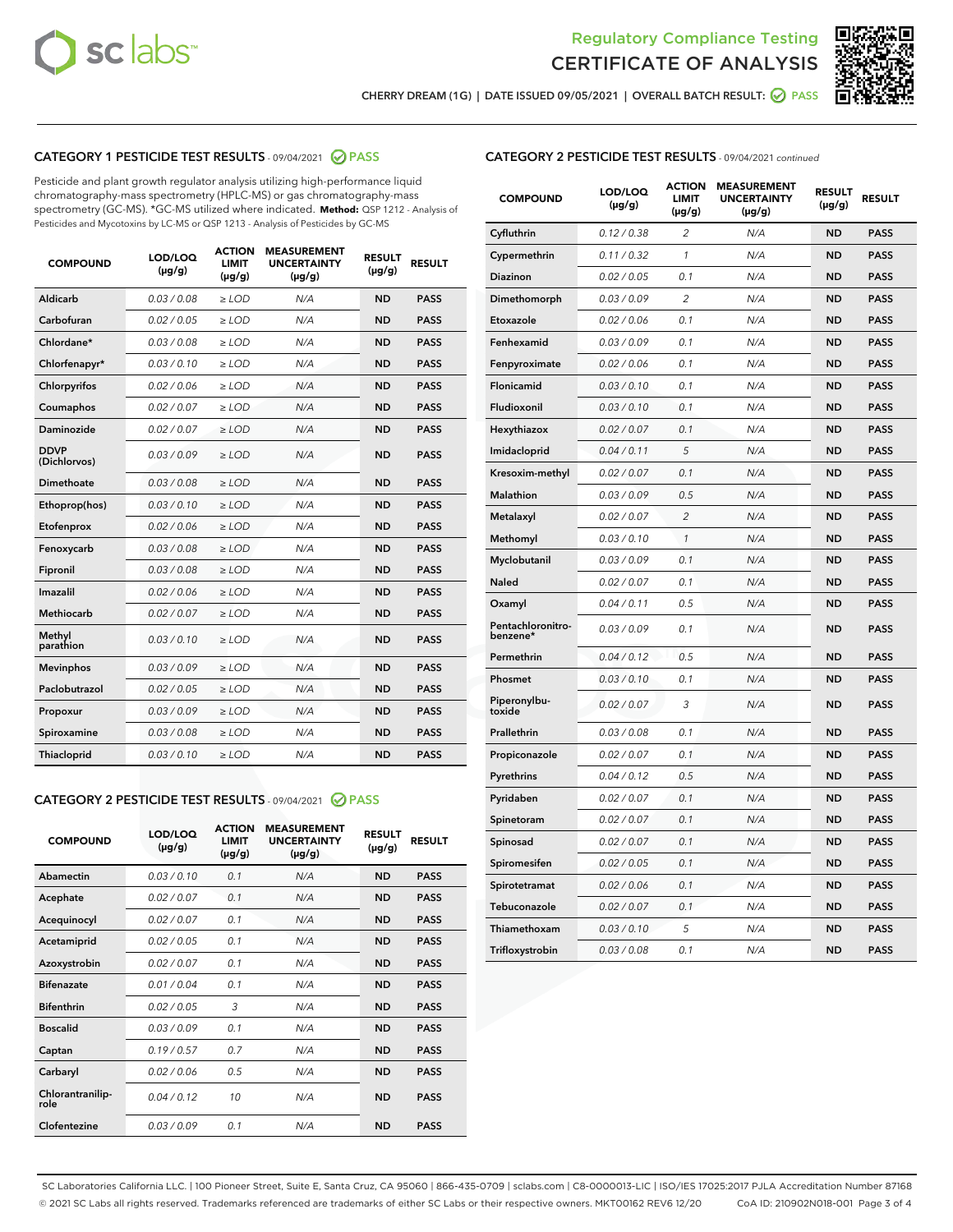Regulatory Compliance Testing

CERTIFICATE OF ANALYSIS

CHERRY DREAM (1G) | DATE ISSUED 09/05/2021 | OVERALL BATCH RESULT: PASS

## CATEGORY 1 PESTICIDE TEST RESULTS - 09/04/2021 PASS

Pesticide and plant growth regulator analysis utilizing high-performance liquid chromatography-mass spectrometry (HPLC-MS) or gas chromatography-mass spectrometry (GC-MS). *GC-MS utilized where indicated. **Method:** QSP 1212 - Analysis of Pesticides and Mycotoxins by LC-MS or QSP 1213 - Analysis of Pesticides by GC-MS

| COMPOUND | LOD/LOQ (µg/g) | ACTION LIMIT (µg/g) | MEASUREMENT UNCERTAINTY (µg/g) | RESULT (µg/g) | RESULT |
|---|---|---|---|---|---|
| Aldicarb | 0.03 / 0.08 | ≥ LOD | N/A | ND | PASS |
| Carbofuran | 0.02 / 0.05 | ≥ LOD | N/A | ND | PASS |
| Chlordane* | 0.03 / 0.08 | ≥ LOD | N/A | ND | PASS |
| Chlorfenapyr* | 0.03 / 0.10 | ≥ LOD | N/A | ND | PASS |
| Chlorpyrifos | 0.02 / 0.06 | ≥ LOD | N/A | ND | PASS |
| Coumaphos | 0.02 / 0.07 | ≥ LOD | N/A | ND | PASS |
| Daminozide | 0.02 / 0.07 | ≥ LOD | N/A | ND | PASS |
| DDVP (Dichlorvos) | 0.03 / 0.09 | ≥ LOD | N/A | ND | PASS |
| Dimethoate | 0.03 / 0.08 | ≥ LOD | N/A | ND | PASS |
| Ethoprop(hos) | 0.03 / 0.10 | ≥ LOD | N/A | ND | PASS |
| Etofenprox | 0.02 / 0.06 | ≥ LOD | N/A | ND | PASS |
| Fenoxycarb | 0.03 / 0.08 | ≥ LOD | N/A | ND | PASS |
| Fipronil | 0.03 / 0.08 | ≥ LOD | N/A | ND | PASS |
| Imazalil | 0.02 / 0.06 | ≥ LOD | N/A | ND | PASS |
| Methiocarb | 0.02 / 0.07 | ≥ LOD | N/A | ND | PASS |
| Methyl parathion | 0.03 / 0.10 | ≥ LOD | N/A | ND | PASS |
| Mevinphos | 0.03 / 0.09 | ≥ LOD | N/A | ND | PASS |
| Paclobutrazol | 0.02 / 0.05 | ≥ LOD | N/A | ND | PASS |
| Propoxur | 0.03 / 0.09 | ≥ LOD | N/A | ND | PASS |
| Spiroxamine | 0.03 / 0.08 | ≥ LOD | N/A | ND | PASS |
| Thiacloprid | 0.03 / 0.10 | ≥ LOD | N/A | ND | PASS |

## CATEGORY 2 PESTICIDE TEST RESULTS - 09/04/2021 PASS

| COMPOUND | LOD/LOQ (µg/g) | ACTION LIMIT (µg/g) | MEASUREMENT UNCERTAINTY (µg/g) | RESULT (µg/g) | RESULT |
|---|---|---|---|---|---|
| Abamectin | 0.03 / 0.10 | 0.1 | N/A | ND | PASS |
| Acephate | 0.02 / 0.07 | 0.1 | N/A | ND | PASS |
| Acequinocyl | 0.02 / 0.07 | 0.1 | N/A | ND | PASS |
| Acetamiprid | 0.02 / 0.05 | 0.1 | N/A | ND | PASS |
| Azoxystrobin | 0.02 / 0.07 | 0.1 | N/A | ND | PASS |
| Bifenazate | 0.01 / 0.04 | 0.1 | N/A | ND | PASS |
| Bifenthrin | 0.02 / 0.05 | 3 | N/A | ND | PASS |
| Boscalid | 0.03 / 0.09 | 0.1 | N/A | ND | PASS |
| Captan | 0.19 / 0.57 | 0.7 | N/A | ND | PASS |
| Carbaryl | 0.02 / 0.06 | 0.5 | N/A | ND | PASS |
| Chlorantraniliprole | 0.04 / 0.12 | 10 | N/A | ND | PASS |
| Clofentezine | 0.03 / 0.09 | 0.1 | N/A | ND | PASS |
| Cyfluthrin | 0.12 / 0.38 | 2 | N/A | ND | PASS |
| Cypermethrin | 0.11 / 0.32 | 1 | N/A | ND | PASS |
| Diazinon | 0.02 / 0.05 | 0.1 | N/A | ND | PASS |
| Dimethomorph | 0.03 / 0.09 | 2 | N/A | ND | PASS |
| Etoxazole | 0.02 / 0.06 | 0.1 | N/A | ND | PASS |
| Fenhexamid | 0.03 / 0.09 | 0.1 | N/A | ND | PASS |
| Fenpyroximate | 0.02 / 0.06 | 0.1 | N/A | ND | PASS |
| Flonicamid | 0.03 / 0.10 | 0.1 | N/A | ND | PASS |
| Fludioxonil | 0.03 / 0.10 | 0.1 | N/A | ND | PASS |
| Hexythiazox | 0.02 / 0.07 | 0.1 | N/A | ND | PASS |
| Imidacloprid | 0.04 / 0.11 | 5 | N/A | ND | PASS |
| Kresoxim-methyl | 0.02 / 0.07 | 0.1 | N/A | ND | PASS |
| Malathion | 0.03 / 0.09 | 0.5 | N/A | ND | PASS |
| Metalaxyl | 0.02 / 0.07 | 2 | N/A | ND | PASS |
| Methomyl | 0.03 / 0.10 | 1 | N/A | ND | PASS |
| Myclobutanil | 0.03 / 0.09 | 0.1 | N/A | ND | PASS |
| Naled | 0.02 / 0.07 | 0.1 | N/A | ND | PASS |
| Oxamyl | 0.04 / 0.11 | 0.5 | N/A | ND | PASS |
| Pentachloronitrobenzene* | 0.03 / 0.09 | 0.1 | N/A | ND | PASS |
| Permethrin | 0.04 / 0.12 | 0.5 | N/A | ND | PASS |
| Phosmet | 0.03 / 0.10 | 0.1 | N/A | ND | PASS |
| Piperonylbutoxide | 0.02 / 0.07 | 3 | N/A | ND | PASS |
| Prallethrin | 0.03 / 0.08 | 0.1 | N/A | ND | PASS |
| Propiconazole | 0.02 / 0.07 | 0.1 | N/A | ND | PASS |
| Pyrethrins | 0.04 / 0.12 | 0.5 | N/A | ND | PASS |
| Pyridaben | 0.02 / 0.07 | 0.1 | N/A | ND | PASS |
| Spinetoram | 0.02 / 0.07 | 0.1 | N/A | ND | PASS |
| Spinosad | 0.02 / 0.07 | 0.1 | N/A | ND | PASS |
| Spiromesifen | 0.02 / 0.05 | 0.1 | N/A | ND | PASS |
| Spirotetramat | 0.02 / 0.06 | 0.1 | N/A | ND | PASS |
| Tebuconazole | 0.02 / 0.07 | 0.1 | N/A | ND | PASS |
| Thiamethoxam | 0.03 / 0.10 | 5 | N/A | ND | PASS |
| Trifloxystrobin | 0.03 / 0.08 | 0.1 | N/A | ND | PASS |

SC Laboratories California LLC. | 100 Pioneer Street, Suite E, Santa Cruz, CA 95060 | 866-435-0709 | sclabs.com | C8-0000013-LIC | ISO/IES 17025:2017 PJLA Accreditation Number 87168
© 2021 SC Labs all rights reserved. Trademarks referenced are trademarks of either SC Labs or their respective owners. MKT00162 REV6 12/20 CoA ID: 210902N018-001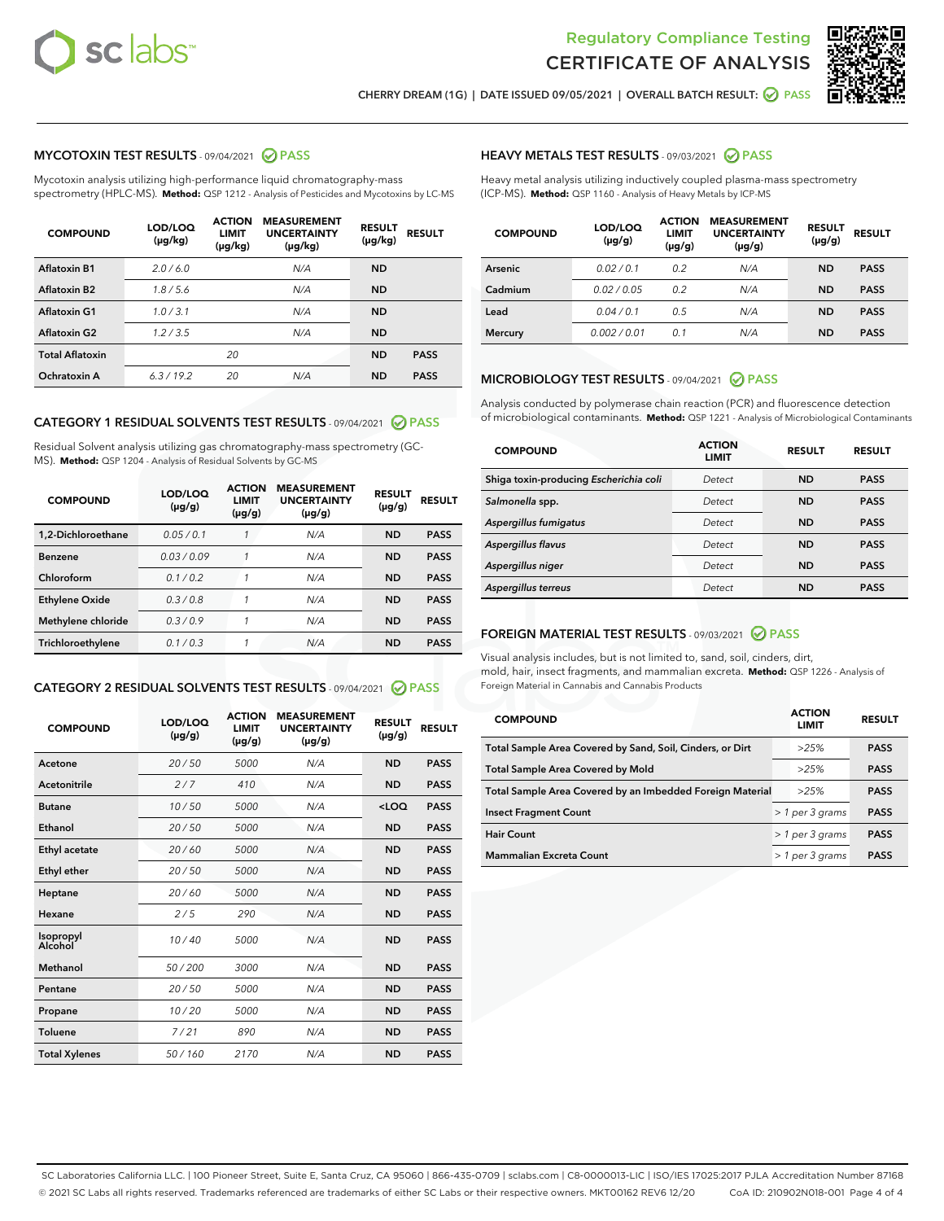Regulatory Compliance Testing
# CERTIFICATE OF ANALYSIS

CHERRY DREAM (1G) | DATE ISSUED 09/05/2021 | OVERALL BATCH RESULT: PASS

## MYCOTOXIN TEST RESULTS - 09/04/2021 PASS

Mycotoxin analysis utilizing high-performance liquid chromatography-mass spectrometry (HPLC-MS). **Method:** QSP 1212 - Analysis of Pesticides and Mycotoxins by LC-MS

| COMPOUND | LOD/LOQ (µg/kg) | ACTION LIMIT (µg/kg) | MEASUREMENT UNCERTAINTY (µg/kg) | RESULT (µg/kg) | RESULT |
|---|---|---|---|---|---|
| Aflatoxin B1 | 2.0 / 6.0 | | N/A | ND | |
| Aflatoxin B2 | 1.8 / 5.6 | | N/A | ND | |
| Aflatoxin G1 | 1.0 / 3.1 | | N/A | ND | |
| Aflatoxin G2 | 1.2 / 3.5 | | N/A | ND | |
| Total Aflatoxin | | 20 | | ND | PASS |
| Ochratoxin A | 6.3 / 19.2 | 20 | N/A | ND | PASS |

## CATEGORY 1 RESIDUAL SOLVENTS TEST RESULTS - 09/04/2021 PASS

Residual Solvent analysis utilizing gas chromatography-mass spectrometry (GC-MS). **Method:** QSP 1204 - Analysis of Residual Solvents by GC-MS

| COMPOUND | LOD/LOQ (µg/g) | ACTION LIMIT (µg/g) | MEASUREMENT UNCERTAINTY (µg/g) | RESULT (µg/g) | RESULT |
|---|---|---|---|---|---|
| 1,2-Dichloroethane | 0.05 / 0.1 | 1 | N/A | ND | PASS |
| Benzene | 0.03 / 0.09 | 1 | N/A | ND | PASS |
| Chloroform | 0.1 / 0.2 | 1 | N/A | ND | PASS |
| Ethylene Oxide | 0.3 / 0.8 | 1 | N/A | ND | PASS |
| Methylene chloride | 0.3 / 0.9 | 1 | N/A | ND | PASS |
| Trichloroethylene | 0.1 / 0.3 | 1 | N/A | ND | PASS |

## CATEGORY 2 RESIDUAL SOLVENTS TEST RESULTS - 09/04/2021 PASS

| COMPOUND | LOD/LOQ (µg/g) | ACTION LIMIT (µg/g) | MEASUREMENT UNCERTAINTY (µg/g) | RESULT (µg/g) | RESULT |
|---|---|---|---|---|---|
| Acetone | 20 / 50 | 5000 | N/A | ND | PASS |
| Acetonitrile | 2 / 7 | 410 | N/A | ND | PASS |
| Butane | 10 / 50 | 5000 | N/A | <LOQ | PASS |
| Ethanol | 20 / 50 | 5000 | N/A | ND | PASS |
| Ethyl acetate | 20 / 60 | 5000 | N/A | ND | PASS |
| Ethyl ether | 20 / 50 | 5000 | N/A | ND | PASS |
| Heptane | 20 / 60 | 5000 | N/A | ND | PASS |
| Hexane | 2 / 5 | 290 | N/A | ND | PASS |
| Isopropyl Alcohol | 10 / 40 | 5000 | N/A | ND | PASS |
| Methanol | 50 / 200 | 3000 | N/A | ND | PASS |
| Pentane | 20 / 50 | 5000 | N/A | ND | PASS |
| Propane | 10 / 20 | 5000 | N/A | ND | PASS |
| Toluene | 7 / 21 | 890 | N/A | ND | PASS |
| Total Xylenes | 50 / 160 | 2170 | N/A | ND | PASS |

## HEAVY METALS TEST RESULTS - 09/03/2021 PASS

Heavy metal analysis utilizing inductively coupled plasma-mass spectrometry (ICP-MS). **Method:** QSP 1160 - Analysis of Heavy Metals by ICP-MS

| COMPOUND | LOD/LOQ (µg/g) | ACTION LIMIT (µg/g) | MEASUREMENT UNCERTAINTY (µg/g) | RESULT (µg/g) | RESULT |
|---|---|---|---|---|---|
| Arsenic | 0.02 / 0.1 | 0.2 | N/A | ND | PASS |
| Cadmium | 0.02 / 0.05 | 0.2 | N/A | ND | PASS |
| Lead | 0.04 / 0.1 | 0.5 | N/A | ND | PASS |
| Mercury | 0.002 / 0.01 | 0.1 | N/A | ND | PASS |

## MICROBIOLOGY TEST RESULTS - 09/04/2021 PASS

Analysis conducted by polymerase chain reaction (PCR) and fluorescence detection of microbiological contaminants. **Method:** QSP 1221 - Analysis of Microbiological Contaminants

| COMPOUND | ACTION LIMIT | RESULT | RESULT |
|---|---|---|---|
| Shiga toxin-producing *Escherichia coli* | Detect | ND | PASS |
| *Salmonella* spp. | Detect | ND | PASS |
| *Aspergillus fumigatus* | Detect | ND | PASS |
| *Aspergillus flavus* | Detect | ND | PASS |
| *Aspergillus niger* | Detect | ND | PASS |
| *Aspergillus terreus* | Detect | ND | PASS |

## FOREIGN MATERIAL TEST RESULTS - 09/03/2021 PASS

Visual analysis includes, but is not limited to, sand, soil, cinders, dirt, mold, hair, insect fragments, and mammalian excreta. **Method:** QSP 1226 - Analysis of Foreign Material in Cannabis and Cannabis Products

| COMPOUND | ACTION LIMIT | RESULT |
|---|---|---|
| Total Sample Area Covered by Sand, Soil, Cinders, or Dirt | >25% | PASS |
| Total Sample Area Covered by Mold | >25% | PASS |
| Total Sample Area Covered by an Imbedded Foreign Material | >25% | PASS |
| Insect Fragment Count | > 1 per 3 grams | PASS |
| Hair Count | > 1 per 3 grams | PASS |
| Mammalian Excreta Count | > 1 per 3 grams | PASS |

SC Laboratories California LLC. | 100 Pioneer Street, Suite E, Santa Cruz, CA 95060 | 866-435-0709 | sclabs.com | C8-0000013-LIC | ISO/IES 17025:2017 PJLA Accreditation Number 87168
© 2021 SC Labs all rights reserved. Trademarks referenced are trademarks of either SC Labs or their respective owners. MKT00162 REV6 12/20 CoA ID: 210902N018-001